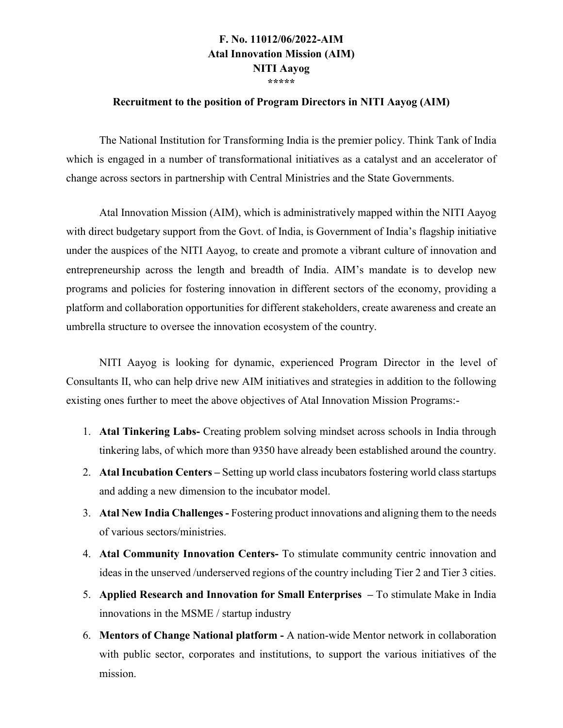**F. No. 11012/06/2022-AIM**
**Atal Innovation Mission (AIM)**
**NITI Aayog**
**\*\*\*\*\***

**Recruitment to the position of Program Directors in NITI Aayog (AIM)**

The National Institution for Transforming India is the premier policy. Think Tank of India which is engaged in a number of transformational initiatives as a catalyst and an accelerator of change across sectors in partnership with Central Ministries and the State Governments.

Atal Innovation Mission (AIM), which is administratively mapped within the NITI Aayog with direct budgetary support from the Govt. of India, is Government of India's flagship initiative under the auspices of the NITI Aayog, to create and promote a vibrant culture of innovation and entrepreneurship across the length and breadth of India. AIM's mandate is to develop new programs and policies for fostering innovation in different sectors of the economy, providing a platform and collaboration opportunities for different stakeholders, create awareness and create an umbrella structure to oversee the innovation ecosystem of the country.

NITI Aayog is looking for dynamic, experienced Program Director in the level of Consultants II, who can help drive new AIM initiatives and strategies in addition to the following existing ones further to meet the above objectives of Atal Innovation Mission Programs:-

1. **Atal Tinkering Labs-** Creating problem solving mindset across schools in India through tinkering labs, of which more than 9350 have already been established around the country.
2. **Atal Incubation Centers –** Setting up world class incubators fostering world class startups and adding a new dimension to the incubator model.
3. **Atal New India Challenges -** Fostering product innovations and aligning them to the needs of various sectors/ministries.
4. **Atal Community Innovation Centers-** To stimulate community centric innovation and ideas in the unserved /underserved regions of the country including Tier 2 and Tier 3 cities.
5. **Applied Research and Innovation for Small Enterprises –** To stimulate Make in India innovations in the MSME / startup industry
6. **Mentors of Change National platform -** A nation-wide Mentor network in collaboration with public sector, corporates and institutions, to support the various initiatives of the mission.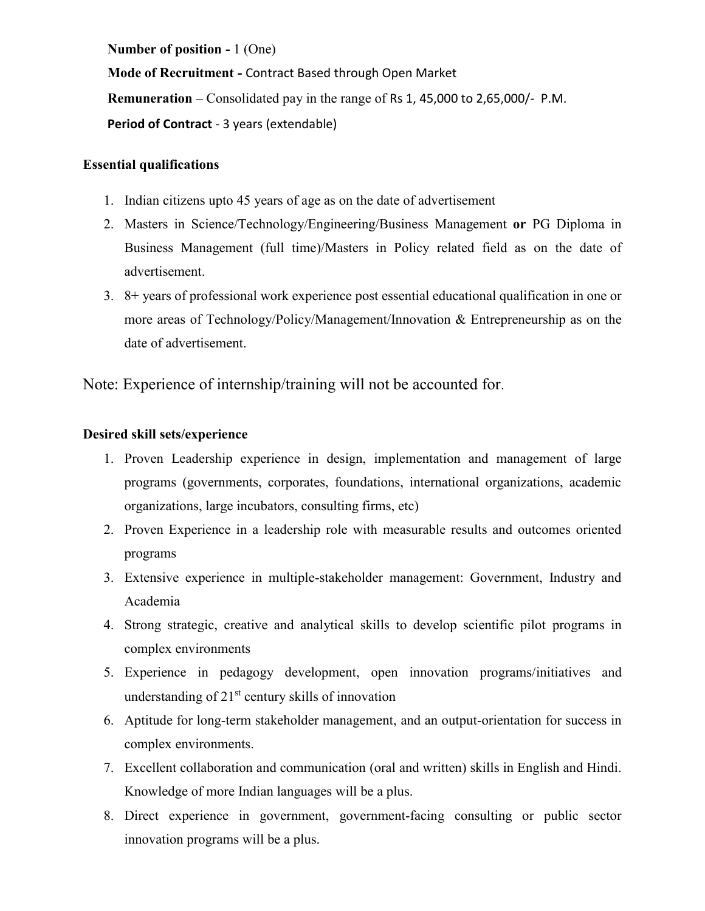**Number of position -** 1 (One)

**Mode of Recruitment -** Contract Based through Open Market

**Remuneration** – Consolidated pay in the range of Rs 1, 45,000 to 2,65,000/- P.M.

**Period of Contract** - 3 years (extendable)

**Essential qualifications**

1. Indian citizens upto 45 years of age as on the date of advertisement
2. Masters in Science/Technology/Engineering/Business Management **or** PG Diploma in Business Management (full time)/Masters in Policy related field as on the date of advertisement.
3. 8+ years of professional work experience post essential educational qualification in one or more areas of Technology/Policy/Management/Innovation & Entrepreneurship as on the date of advertisement.

Note: Experience of internship/training will not be accounted for.

**Desired skill sets/experience**

1. Proven Leadership experience in design, implementation and management of large programs (governments, corporates, foundations, international organizations, academic organizations, large incubators, consulting firms, etc)
2. Proven Experience in a leadership role with measurable results and outcomes oriented programs
3. Extensive experience in multiple-stakeholder management: Government, Industry and Academia
4. Strong strategic, creative and analytical skills to develop scientific pilot programs in complex environments
5. Experience in pedagogy development, open innovation programs/initiatives and understanding of 21st century skills of innovation
6. Aptitude for long-term stakeholder management, and an output-orientation for success in complex environments.
7. Excellent collaboration and communication (oral and written) skills in English and Hindi. Knowledge of more Indian languages will be a plus.
8. Direct experience in government, government-facing consulting or public sector innovation programs will be a plus.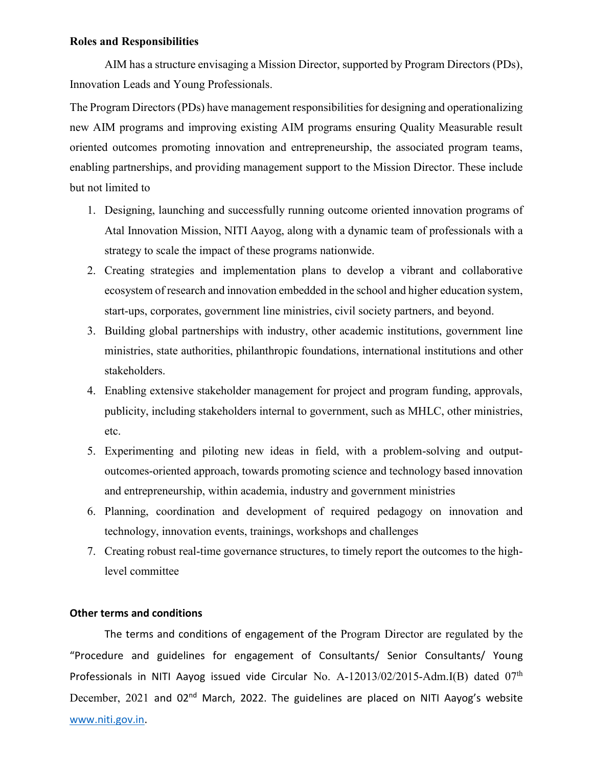**Roles and Responsibilities**

AIM has a structure envisaging a Mission Director, supported by Program Directors (PDs), Innovation Leads and Young Professionals.

The Program Directors (PDs) have management responsibilities for designing and operationalizing new AIM programs and improving existing AIM programs ensuring Quality Measurable result oriented outcomes promoting innovation and entrepreneurship, the associated program teams, enabling partnerships, and providing management support to the Mission Director. These include but not limited to

1. Designing, launching and successfully running outcome oriented innovation programs of Atal Innovation Mission, NITI Aayog, along with a dynamic team of professionals with a strategy to scale the impact of these programs nationwide.
2. Creating strategies and implementation plans to develop a vibrant and collaborative ecosystem of research and innovation embedded in the school and higher education system, start-ups, corporates, government line ministries, civil society partners, and beyond.
3. Building global partnerships with industry, other academic institutions, government line ministries, state authorities, philanthropic foundations, international institutions and other stakeholders.
4. Enabling extensive stakeholder management for project and program funding, approvals, publicity, including stakeholders internal to government, such as MHLC, other ministries, etc.
5. Experimenting and piloting new ideas in field, with a problem-solving and output-outcomes-oriented approach, towards promoting science and technology based innovation and entrepreneurship, within academia, industry and government ministries
6. Planning, coordination and development of required pedagogy on innovation and technology, innovation events, trainings, workshops and challenges
7. Creating robust real-time governance structures, to timely report the outcomes to the high-level committee

**Other terms and conditions**

The terms and conditions of engagement of the Program Director are regulated by the "Procedure and guidelines for engagement of Consultants/ Senior Consultants/ Young Professionals in NITI Aayog issued vide Circular No. A-12013/02/2015-Adm.I(B) dated 07th December, 2021 and 02nd March, 2022. The guidelines are placed on NITI Aayog's website www.niti.gov.in.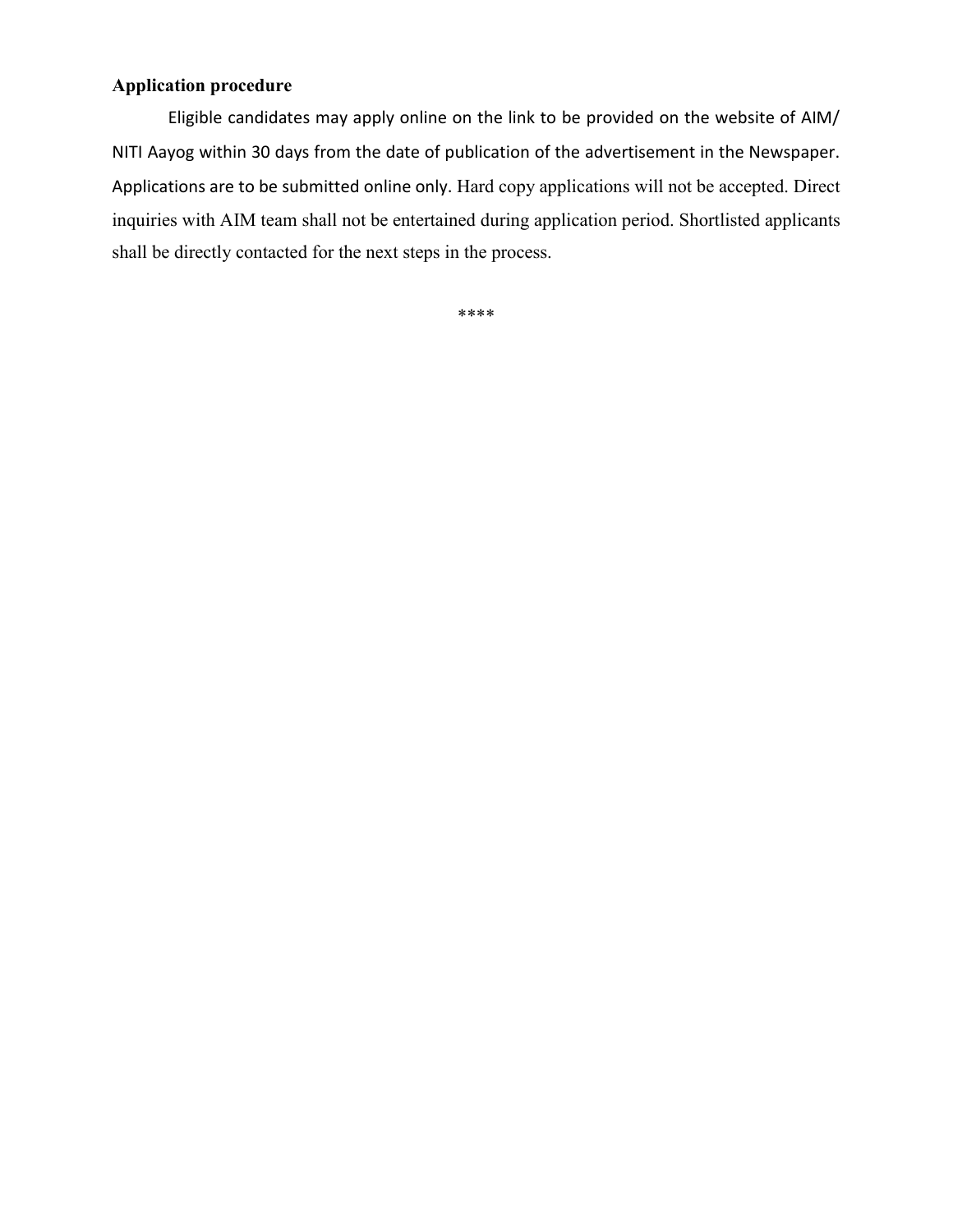**Application procedure**

Eligible candidates may apply online on the link to be provided on the website of AIM/ NITI Aayog within 30 days from the date of publication of the advertisement in the Newspaper. Applications are to be submitted online only. Hard copy applications will not be accepted. Direct inquiries with AIM team shall not be entertained during application period. Shortlisted applicants shall be directly contacted for the next steps in the process.

****